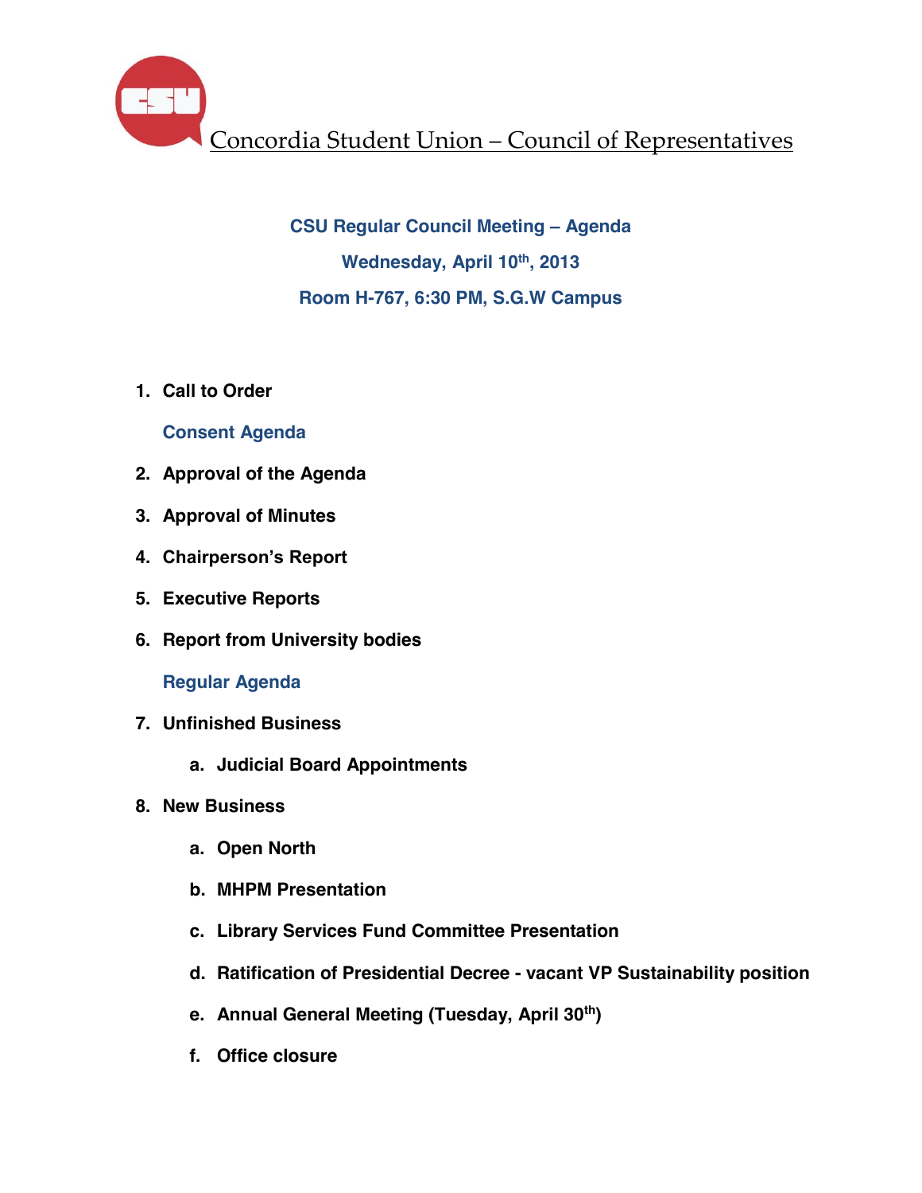# Concordia Student Union – Council of Representatives

## CSU Regular Council Meeting – Agenda

**Wednesday, April 10th, 2013**

**Room H-767, 6:30 PM, S.G.W Campus**

1. **Call to Order**

   **Consent Agenda**

2. **Approval of the Agenda**
3. **Approval of Minutes**
4. **Chairperson's Report**
5. **Executive Reports**
6. **Report from University bodies**

   **Regular Agenda**

7. **Unfinished Business**
   a. **Judicial Board Appointments**
8. **New Business**
   a. **Open North**
   b. **MHPM Presentation**
   c. **Library Services Fund Committee Presentation**
   d. **Ratification of Presidential Decree - vacant VP Sustainability position**
   e. **Annual General Meeting (Tuesday, April 30th)**
   f. **Office closure**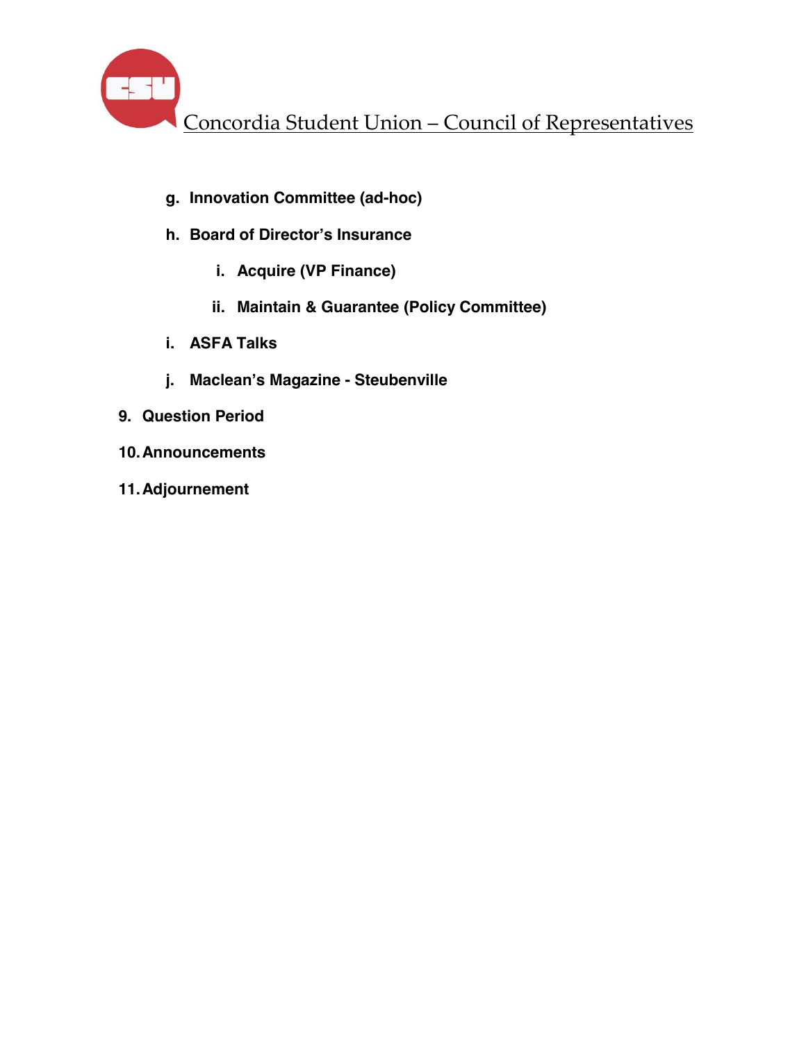g. **Innovation Committee (ad-hoc)**

h. **Board of Director's Insurance**

    i. **Acquire (VP Finance)**

    ii. **Maintain & Guarantee (Policy Committee)**

i. **ASFA Talks**

j. **Maclean's Magazine - Steubenville**

9. **Question Period**

10. **Announcements**

11. **Adjournement**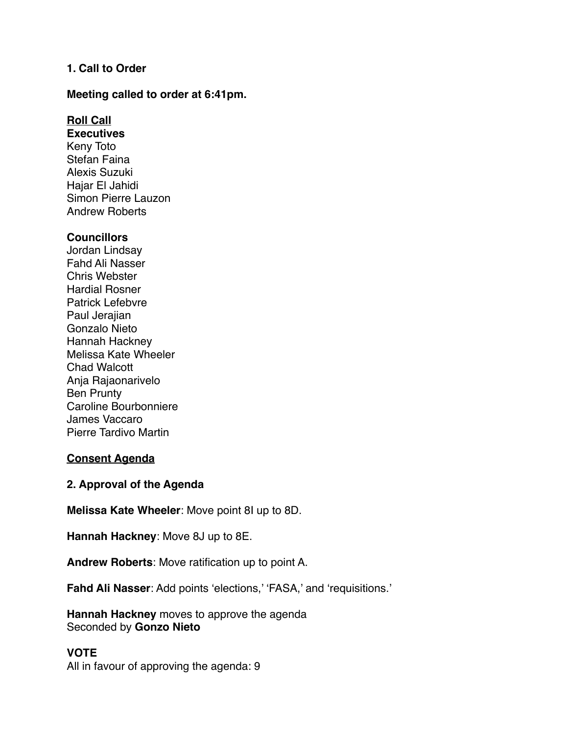**1. Call to Order**

**Meeting called to order at 6:41pm.**

**Roll Call**

**Executives**

Keny Toto
Stefan Faina
Alexis Suzuki
Hajar El Jahidi
Simon Pierre Lauzon
Andrew Roberts

**Councillors**

Jordan Lindsay
Fahd Ali Nasser
Chris Webster
Hardial Rosner
Patrick Lefebvre
Paul Jerajian
Gonzalo Nieto
Hannah Hackney
Melissa Kate Wheeler
Chad Walcott
Anja Rajaonarivelo
Ben Prunty
Caroline Bourbonniere
James Vaccaro
Pierre Tardivo Martin

**Consent Agenda**

**2. Approval of the Agenda**

**Melissa Kate Wheeler**: Move point 8I up to 8D.

**Hannah Hackney**: Move 8J up to 8E.

**Andrew Roberts**: Move ratification up to point A.

**Fahd Ali Nasser**: Add points 'elections,' 'FASA,' and 'requisitions.'

**Hannah Hackney** moves to approve the agenda
Seconded by **Gonzo Nieto**

**VOTE**

All in favour of approving the agenda: 9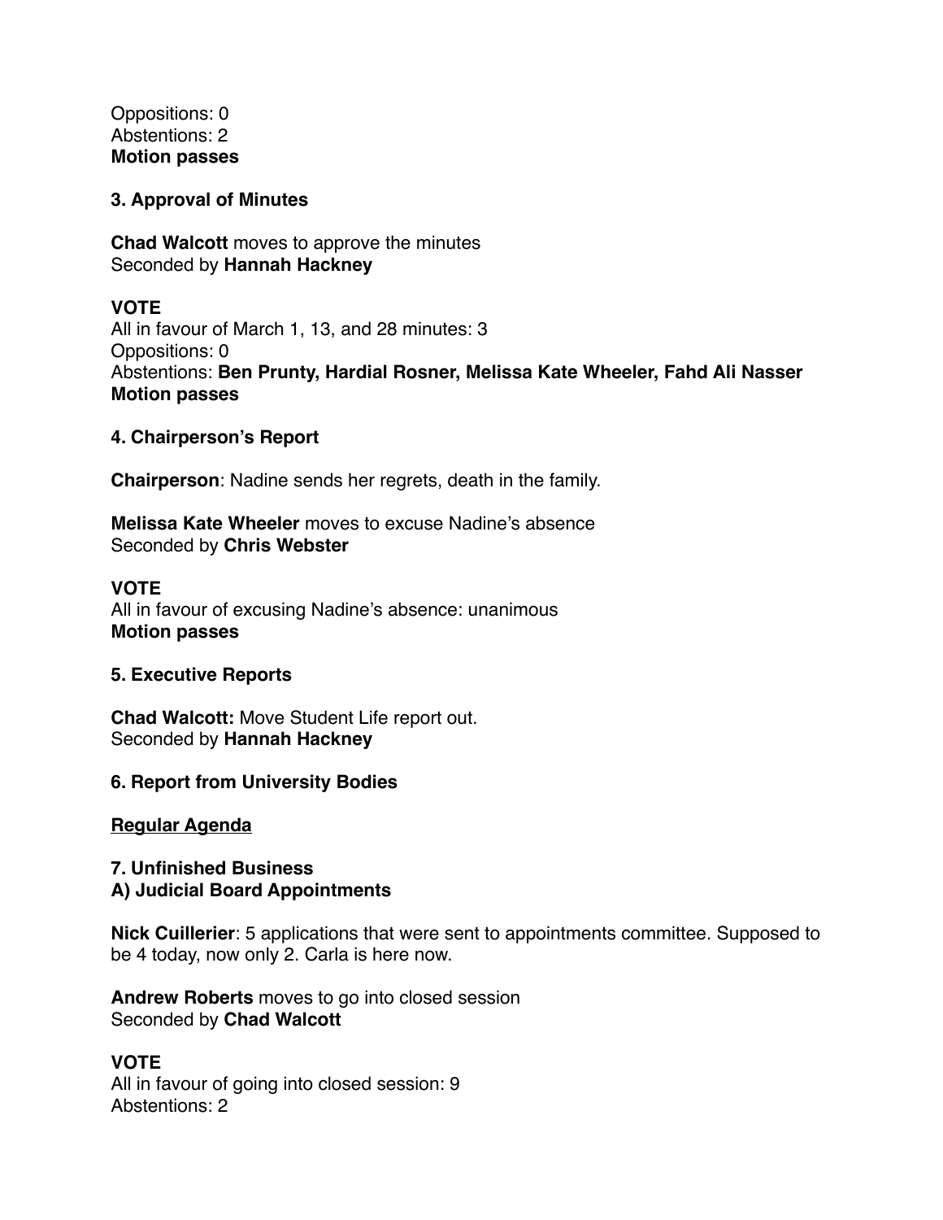Oppositions: 0
Abstentions: 2
**Motion passes**

**3. Approval of Minutes**

**Chad Walcott** moves to approve the minutes
Seconded by **Hannah Hackney**

**VOTE**
All in favour of March 1, 13, and 28 minutes: 3
Oppositions: 0
Abstentions: **Ben Prunty, Hardial Rosner, Melissa Kate Wheeler, Fahd Ali Nasser**
**Motion passes**

**4. Chairperson's Report**

**Chairperson**: Nadine sends her regrets, death in the family.

**Melissa Kate Wheeler** moves to excuse Nadine's absence
Seconded by **Chris Webster**

**VOTE**
All in favour of excusing Nadine's absence: unanimous
**Motion passes**

**5. Executive Reports**

**Chad Walcott:** Move Student Life report out.
Seconded by **Hannah Hackney**

**6. Report from University Bodies**

<u>**Regular Agenda**</u>

**7. Unfinished Business**
**A) Judicial Board Appointments**

**Nick Cuillerier**: 5 applications that were sent to appointments committee. Supposed to be 4 today, now only 2. Carla is here now.

**Andrew Roberts** moves to go into closed session
Seconded by **Chad Walcott**

**VOTE**
All in favour of going into closed session: 9
Abstentions: 2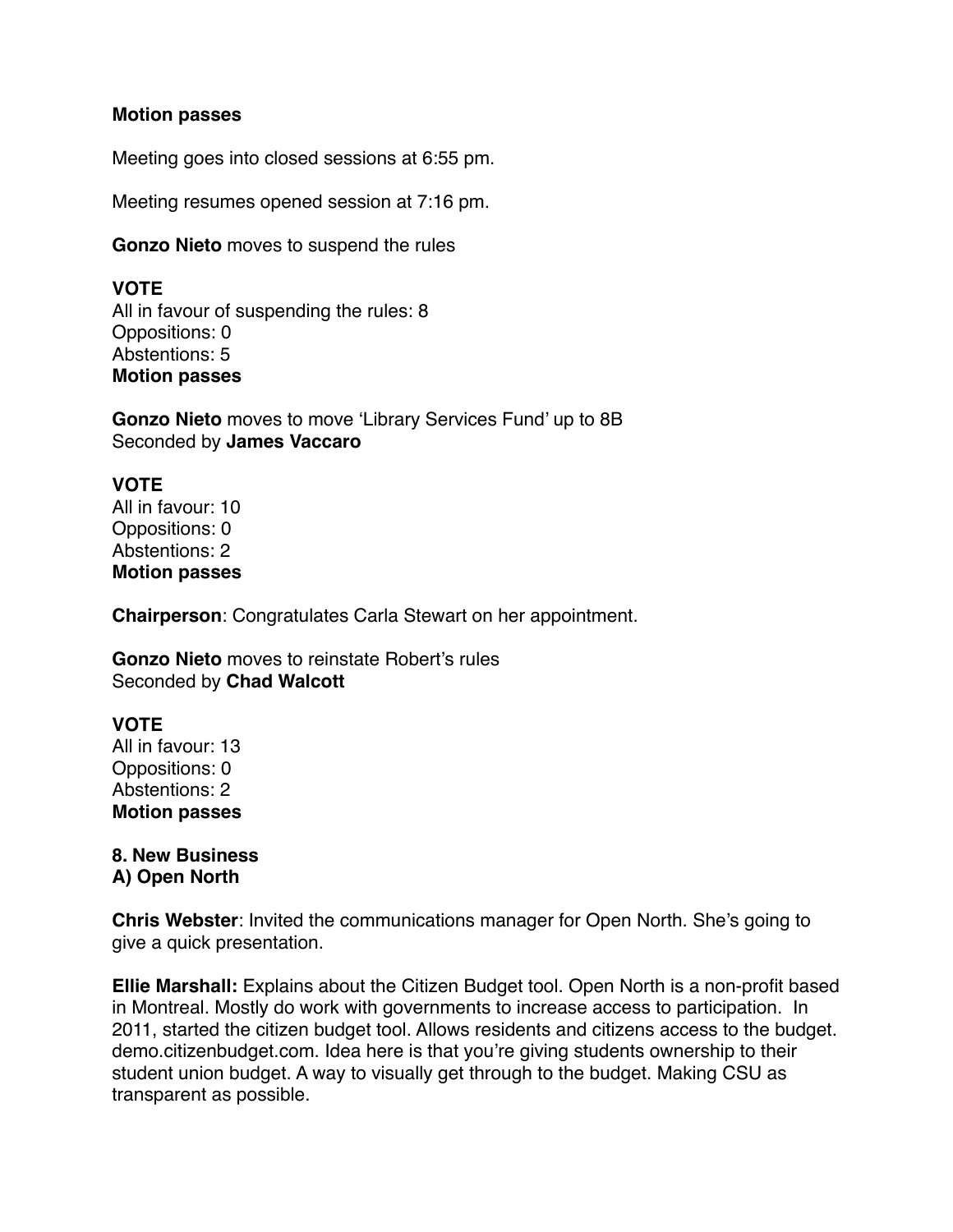**Motion passes**

Meeting goes into closed sessions at 6:55 pm.

Meeting resumes opened session at 7:16 pm.

**Gonzo Nieto** moves to suspend the rules

**VOTE**
All in favour of suspending the rules: 8
Oppositions: 0
Abstentions: 5
**Motion passes**

**Gonzo Nieto** moves to move 'Library Services Fund' up to 8B
Seconded by **James Vaccaro**

**VOTE**
All in favour: 10
Oppositions: 0
Abstentions: 2
**Motion passes**

**Chairperson**: Congratulates Carla Stewart on her appointment.

**Gonzo Nieto** moves to reinstate Robert's rules
Seconded by **Chad Walcott**

**VOTE**
All in favour: 13
Oppositions: 0
Abstentions: 2
**Motion passes**

**8. New Business**
**A) Open North**

**Chris Webster**: Invited the communications manager for Open North. She's going to give a quick presentation.

**Ellie Marshall:** Explains about the Citizen Budget tool. Open North is a non-profit based in Montreal. Mostly do work with governments to increase access to participation. In 2011, started the citizen budget tool. Allows residents and citizens access to the budget. demo.citizenbudget.com. Idea here is that you're giving students ownership to their student union budget. A way to visually get through to the budget. Making CSU as transparent as possible.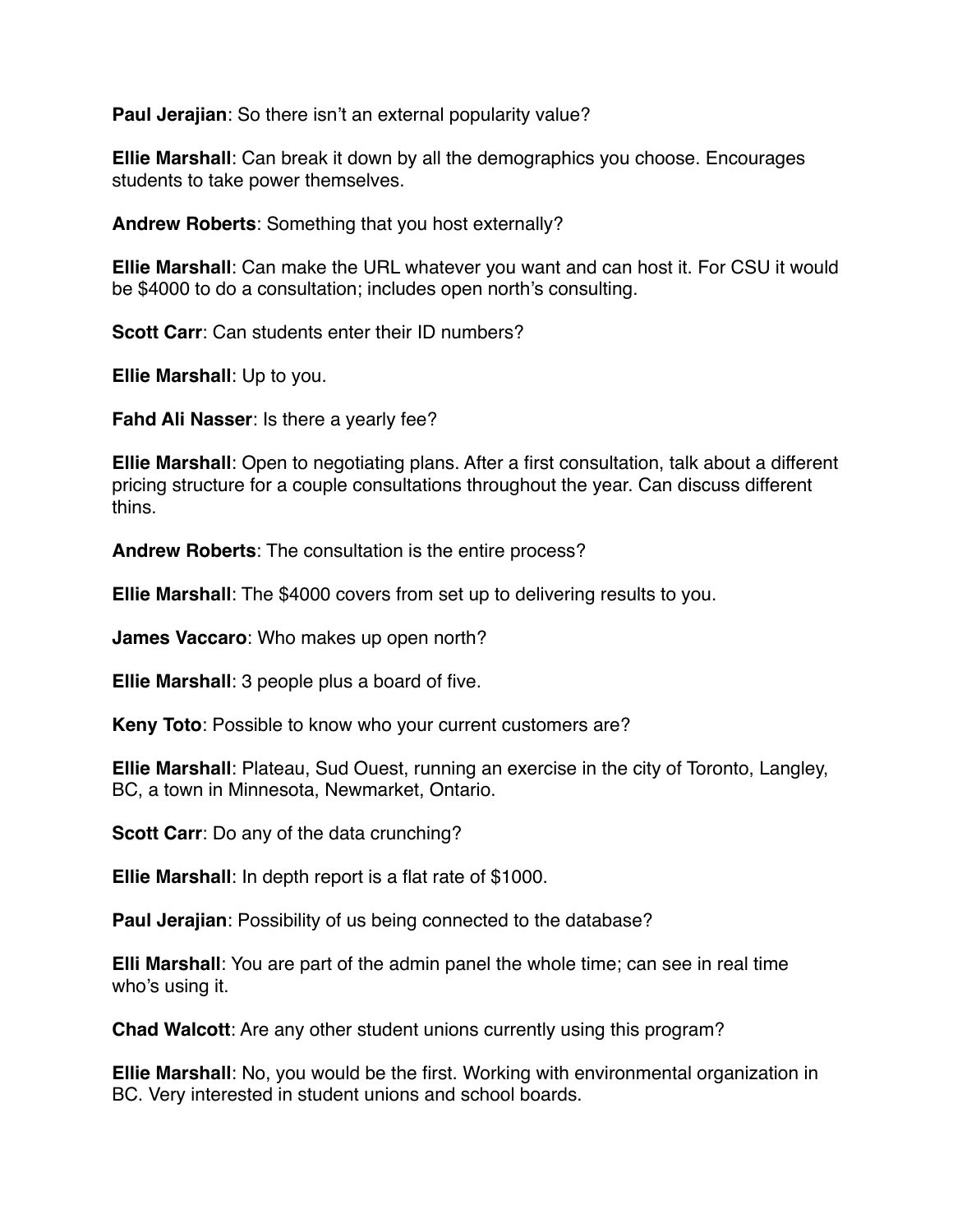**Paul Jerajian**: So there isn't an external popularity value?

**Ellie Marshall**: Can break it down by all the demographics you choose. Encourages students to take power themselves.

**Andrew Roberts**: Something that you host externally?

**Ellie Marshall**: Can make the URL whatever you want and can host it. For CSU it would be $4000 to do a consultation; includes open north's consulting.

**Scott Carr**: Can students enter their ID numbers?

**Ellie Marshall**: Up to you.

**Fahd Ali Nasser**: Is there a yearly fee?

**Ellie Marshall**: Open to negotiating plans. After a first consultation, talk about a different pricing structure for a couple consultations throughout the year. Can discuss different thins.

**Andrew Roberts**: The consultation is the entire process?

**Ellie Marshall**: The $4000 covers from set up to delivering results to you.

**James Vaccaro**: Who makes up open north?

**Ellie Marshall**: 3 people plus a board of five.

**Keny Toto**: Possible to know who your current customers are?

**Ellie Marshall**: Plateau, Sud Ouest, running an exercise in the city of Toronto, Langley, BC, a town in Minnesota, Newmarket, Ontario.

**Scott Carr**: Do any of the data crunching?

**Ellie Marshall**: In depth report is a flat rate of $1000.

**Paul Jerajian**: Possibility of us being connected to the database?

**Elli Marshall**: You are part of the admin panel the whole time; can see in real time who's using it.

**Chad Walcott**: Are any other student unions currently using this program?

**Ellie Marshall**: No, you would be the first. Working with environmental organization in BC. Very interested in student unions and school boards.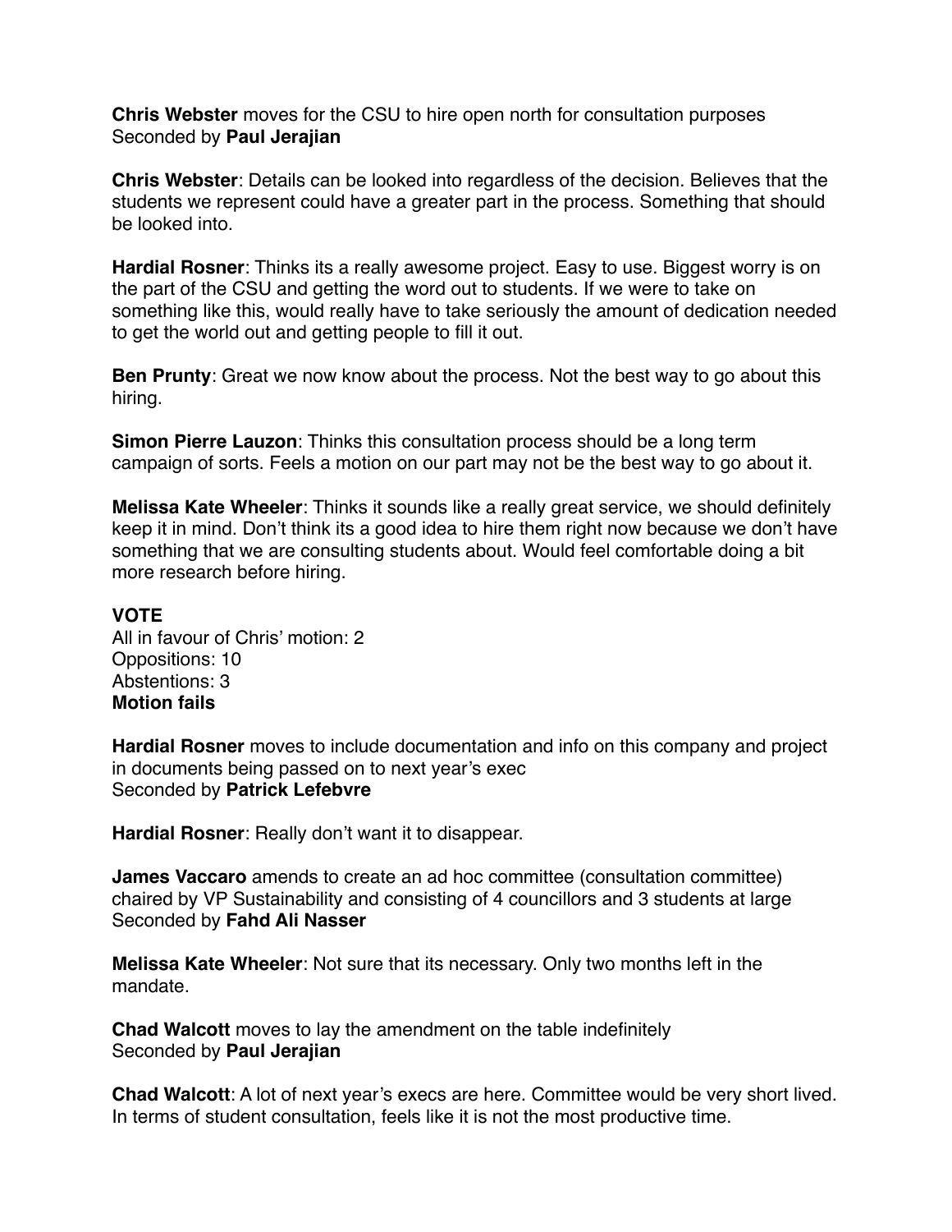**Chris Webster** moves for the CSU to hire open north for consultation purposes
Seconded by **Paul Jerajian**

**Chris Webster**: Details can be looked into regardless of the decision. Believes that the students we represent could have a greater part in the process. Something that should be looked into.

**Hardial Rosner**: Thinks its a really awesome project. Easy to use. Biggest worry is on the part of the CSU and getting the word out to students. If we were to take on something like this, would really have to take seriously the amount of dedication needed to get the world out and getting people to fill it out.

**Ben Prunty**: Great we now know about the process. Not the best way to go about this hiring.

**Simon Pierre Lauzon**: Thinks this consultation process should be a long term campaign of sorts. Feels a motion on our part may not be the best way to go about it.

**Melissa Kate Wheeler**: Thinks it sounds like a really great service, we should definitely keep it in mind. Don't think its a good idea to hire them right now because we don't have something that we are consulting students about. Would feel comfortable doing a bit more research before hiring.

**VOTE**
All in favour of Chris' motion: 2
Oppositions: 10
Abstentions: 3
**Motion fails**

**Hardial Rosner** moves to include documentation and info on this company and project in documents being passed on to next year's exec
Seconded by **Patrick Lefebvre**

**Hardial Rosner**: Really don't want it to disappear.

**James Vaccaro** amends to create an ad hoc committee (consultation committee) chaired by VP Sustainability and consisting of 4 councillors and 3 students at large
Seconded by **Fahd Ali Nasser**

**Melissa Kate Wheeler**: Not sure that its necessary. Only two months left in the mandate.

**Chad Walcott** moves to lay the amendment on the table indefinitely
Seconded by **Paul Jerajian**

**Chad Walcott**: A lot of next year's execs are here. Committee would be very short lived. In terms of student consultation, feels like it is not the most productive time.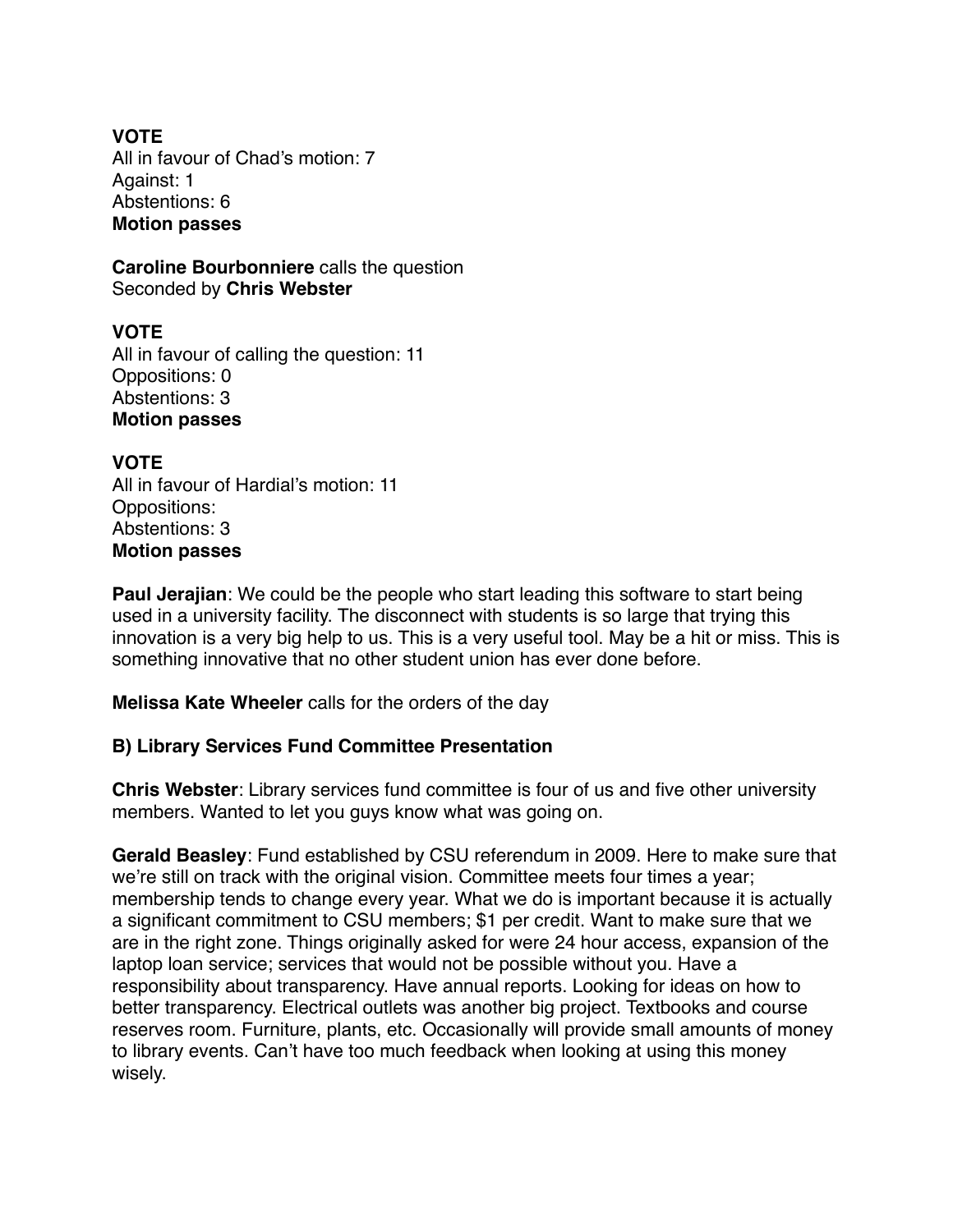**VOTE**
All in favour of Chad's motion: 7
Against: 1
Abstentions: 6
**Motion passes**

**Caroline Bourbonniere** calls the question
Seconded by **Chris Webster**

**VOTE**
All in favour of calling the question: 11
Oppositions: 0
Abstentions: 3
**Motion passes**

**VOTE**
All in favour of Hardial's motion: 11
Oppositions:
Abstentions: 3
**Motion passes**

**Paul Jerajian**: We could be the people who start leading this software to start being used in a university facility. The disconnect with students is so large that trying this innovation is a very big help to us. This is a very useful tool. May be a hit or miss. This is something innovative that no other student union has ever done before.

**Melissa Kate Wheeler** calls for the orders of the day

**B) Library Services Fund Committee Presentation**

**Chris Webster**: Library services fund committee is four of us and five other university members. Wanted to let you guys know what was going on.

**Gerald Beasley**: Fund established by CSU referendum in 2009. Here to make sure that we're still on track with the original vision. Committee meets four times a year; membership tends to change every year. What we do is important because it is actually a significant commitment to CSU members; $1 per credit. Want to make sure that we are in the right zone. Things originally asked for were 24 hour access, expansion of the laptop loan service; services that would not be possible without you. Have a responsibility about transparency. Have annual reports. Looking for ideas on how to better transparency. Electrical outlets was another big project. Textbooks and course reserves room. Furniture, plants, etc. Occasionally will provide small amounts of money to library events. Can't have too much feedback when looking at using this money wisely.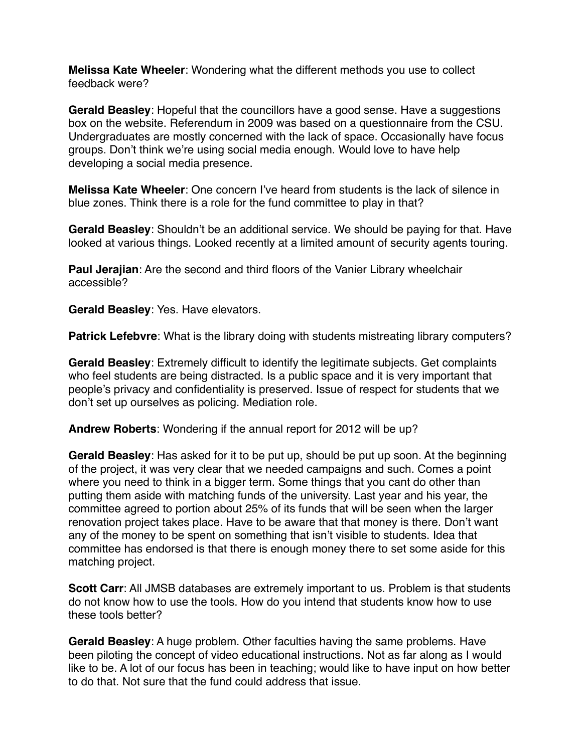**Melissa Kate Wheeler**: Wondering what the different methods you use to collect feedback were?

**Gerald Beasley**: Hopeful that the councillors have a good sense. Have a suggestions box on the website. Referendum in 2009 was based on a questionnaire from the CSU. Undergraduates are mostly concerned with the lack of space. Occasionally have focus groups. Don't think we're using social media enough. Would love to have help developing a social media presence.

**Melissa Kate Wheeler**: One concern I've heard from students is the lack of silence in blue zones. Think there is a role for the fund committee to play in that?

**Gerald Beasley**: Shouldn't be an additional service. We should be paying for that. Have looked at various things. Looked recently at a limited amount of security agents touring.

**Paul Jerajian**: Are the second and third floors of the Vanier Library wheelchair accessible?

**Gerald Beasley**: Yes. Have elevators.

**Patrick Lefebvre**: What is the library doing with students mistreating library computers?

**Gerald Beasley**: Extremely difficult to identify the legitimate subjects. Get complaints who feel students are being distracted. Is a public space and it is very important that people's privacy and confidentiality is preserved. Issue of respect for students that we don't set up ourselves as policing. Mediation role.

**Andrew Roberts**: Wondering if the annual report for 2012 will be up?

**Gerald Beasley**: Has asked for it to be put up, should be put up soon. At the beginning of the project, it was very clear that we needed campaigns and such. Comes a point where you need to think in a bigger term. Some things that you cant do other than putting them aside with matching funds of the university. Last year and his year, the committee agreed to portion about 25% of its funds that will be seen when the larger renovation project takes place. Have to be aware that that money is there. Don't want any of the money to be spent on something that isn't visible to students. Idea that committee has endorsed is that there is enough money there to set some aside for this matching project.

**Scott Carr**: All JMSB databases are extremely important to us. Problem is that students do not know how to use the tools. How do you intend that students know how to use these tools better?

**Gerald Beasley**: A huge problem. Other faculties having the same problems. Have been piloting the concept of video educational instructions. Not as far along as I would like to be. A lot of our focus has been in teaching; would like to have input on how better to do that. Not sure that the fund could address that issue.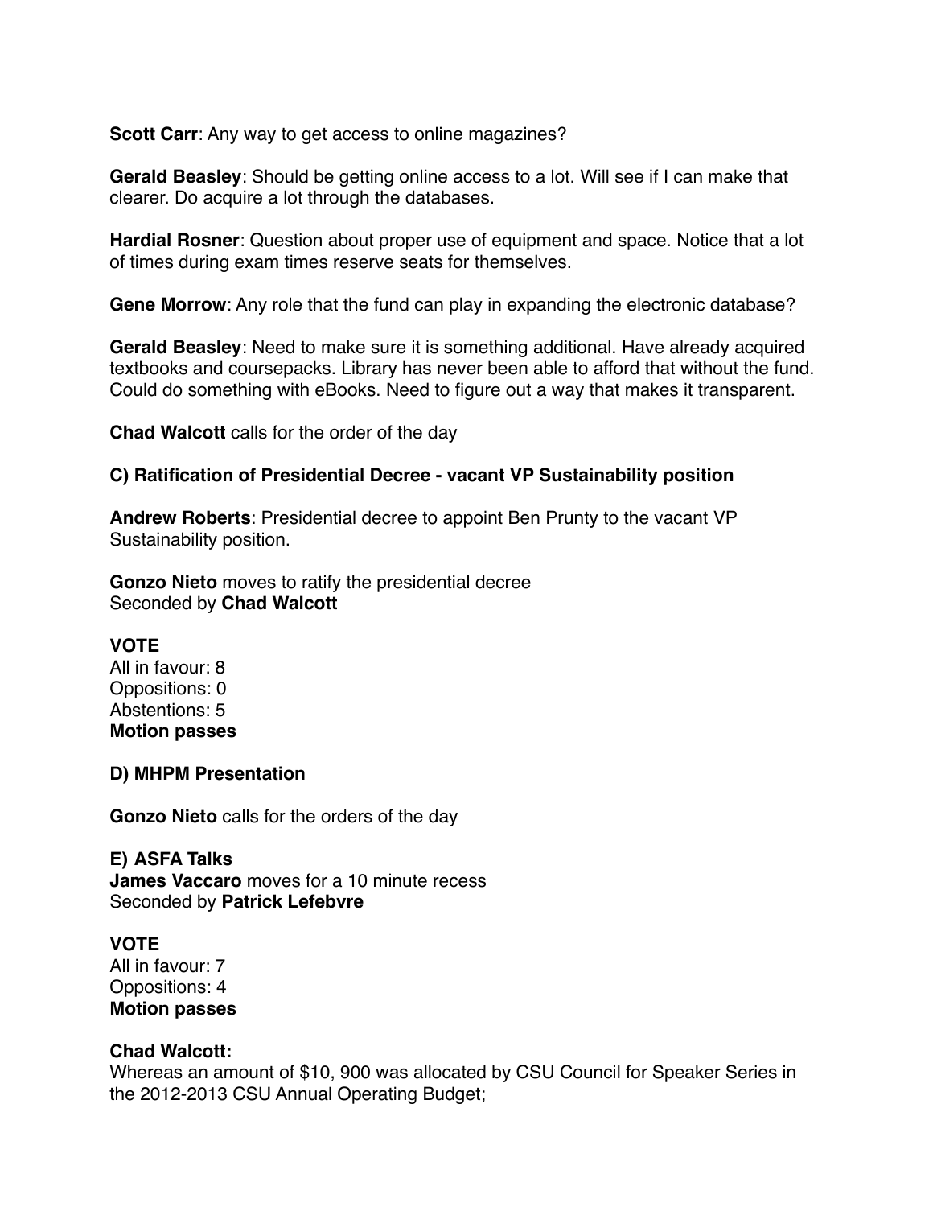**Scott Carr**: Any way to get access to online magazines?

**Gerald Beasley**: Should be getting online access to a lot. Will see if I can make that clearer. Do acquire a lot through the databases.

**Hardial Rosner**: Question about proper use of equipment and space. Notice that a lot of times during exam times reserve seats for themselves.

**Gene Morrow**: Any role that the fund can play in expanding the electronic database?

**Gerald Beasley**: Need to make sure it is something additional. Have already acquired textbooks and coursepacks. Library has never been able to afford that without the fund. Could do something with eBooks. Need to figure out a way that makes it transparent.

**Chad Walcott** calls for the order of the day

**C) Ratification of Presidential Decree - vacant VP Sustainability position**

**Andrew Roberts**: Presidential decree to appoint Ben Prunty to the vacant VP Sustainability position.

**Gonzo Nieto** moves to ratify the presidential decree
Seconded by **Chad Walcott**

**VOTE**
All in favour: 8
Oppositions: 0
Abstentions: 5
**Motion passes**

**D) MHPM Presentation**

**Gonzo Nieto** calls for the orders of the day

**E) ASFA Talks**
**James Vaccaro** moves for a 10 minute recess
Seconded by **Patrick Lefebvre**

**VOTE**
All in favour: 7
Oppositions: 4
**Motion passes**

**Chad Walcott:**
Whereas an amount of $10, 900 was allocated by CSU Council for Speaker Series in the 2012-2013 CSU Annual Operating Budget;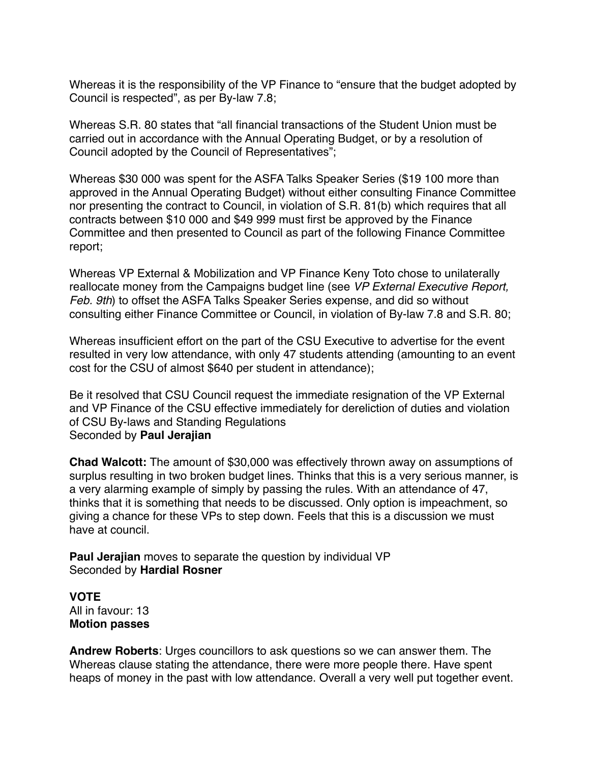Whereas it is the responsibility of the VP Finance to "ensure that the budget adopted by Council is respected", as per By-law 7.8;

Whereas S.R. 80 states that "all financial transactions of the Student Union must be carried out in accordance with the Annual Operating Budget, or by a resolution of Council adopted by the Council of Representatives";

Whereas $30 000 was spent for the ASFA Talks Speaker Series ($19 100 more than approved in the Annual Operating Budget) without either consulting Finance Committee nor presenting the contract to Council, in violation of S.R. 81(b) which requires that all contracts between $10 000 and $49 999 must first be approved by the Finance Committee and then presented to Council as part of the following Finance Committee report;

Whereas VP External & Mobilization and VP Finance Keny Toto chose to unilaterally reallocate money from the Campaigns budget line (see *VP External Executive Report, Feb. 9th*) to offset the ASFA Talks Speaker Series expense, and did so without consulting either Finance Committee or Council, in violation of By-law 7.8 and S.R. 80;

Whereas insufficient effort on the part of the CSU Executive to advertise for the event resulted in very low attendance, with only 47 students attending (amounting to an event cost for the CSU of almost $640 per student in attendance);

Be it resolved that CSU Council request the immediate resignation of the VP External and VP Finance of the CSU effective immediately for dereliction of duties and violation of CSU By-laws and Standing Regulations
Seconded by **Paul Jerajian**

**Chad Walcott:** The amount of $30,000 was effectively thrown away on assumptions of surplus resulting in two broken budget lines. Thinks that this is a very serious manner, is a very alarming example of simply by passing the rules. With an attendance of 47, thinks that it is something that needs to be discussed. Only option is impeachment, so giving a chance for these VPs to step down. Feels that this is a discussion we must have at council.

**Paul Jerajian** moves to separate the question by individual VP
Seconded by **Hardial Rosner**

**VOTE**
All in favour: 13
**Motion passes**

**Andrew Roberts**: Urges councillors to ask questions so we can answer them. The Whereas clause stating the attendance, there were more people there. Have spent heaps of money in the past with low attendance. Overall a very well put together event.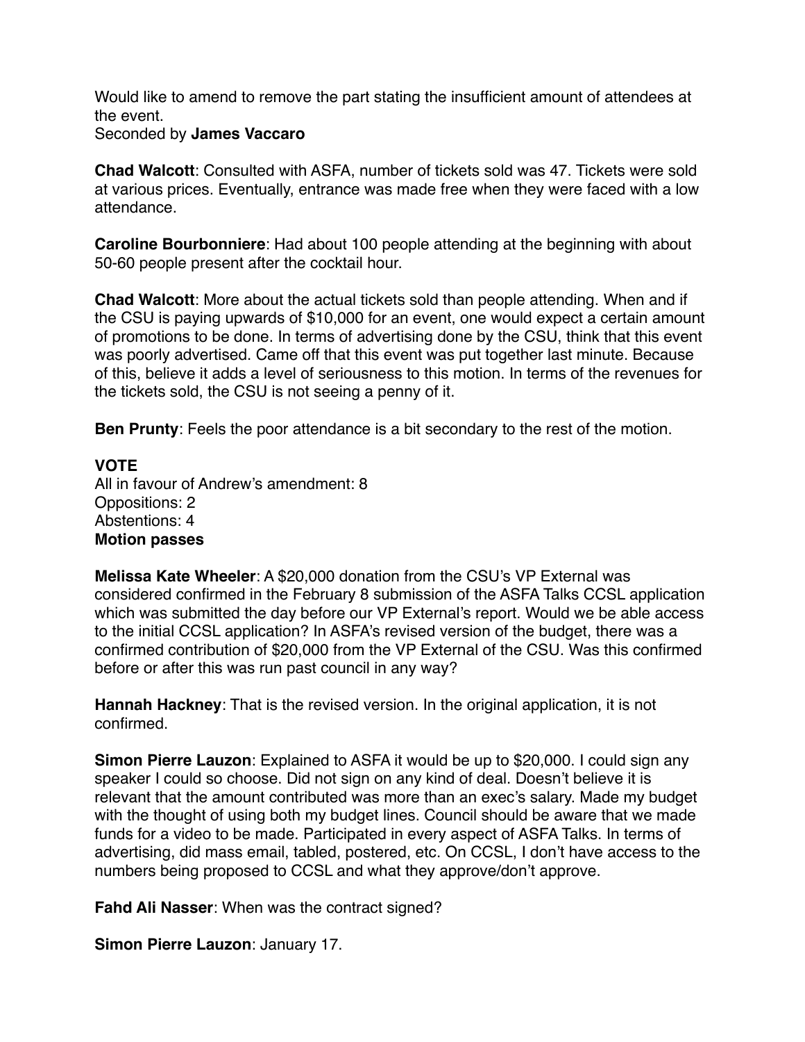Would like to amend to remove the part stating the insufficient amount of attendees at the event.
Seconded by **James Vaccaro**

**Chad Walcott**: Consulted with ASFA, number of tickets sold was 47. Tickets were sold at various prices. Eventually, entrance was made free when they were faced with a low attendance.

**Caroline Bourbonniere**: Had about 100 people attending at the beginning with about 50-60 people present after the cocktail hour.

**Chad Walcott**: More about the actual tickets sold than people attending. When and if the CSU is paying upwards of $10,000 for an event, one would expect a certain amount of promotions to be done. In terms of advertising done by the CSU, think that this event was poorly advertised. Came off that this event was put together last minute. Because of this, believe it adds a level of seriousness to this motion. In terms of the revenues for the tickets sold, the CSU is not seeing a penny of it.

**Ben Prunty**: Feels the poor attendance is a bit secondary to the rest of the motion.

**VOTE**
All in favour of Andrew's amendment: 8
Oppositions: 2
Abstentions: 4
**Motion passes**

**Melissa Kate Wheeler**: A $20,000 donation from the CSU's VP External was considered confirmed in the February 8 submission of the ASFA Talks CCSL application which was submitted the day before our VP External's report. Would we be able access to the initial CCSL application? In ASFA's revised version of the budget, there was a confirmed contribution of $20,000 from the VP External of the CSU. Was this confirmed before or after this was run past council in any way?

**Hannah Hackney**: That is the revised version. In the original application, it is not confirmed.

**Simon Pierre Lauzon**: Explained to ASFA it would be up to $20,000. I could sign any speaker I could so choose. Did not sign on any kind of deal. Doesn't believe it is relevant that the amount contributed was more than an exec's salary. Made my budget with the thought of using both my budget lines. Council should be aware that we made funds for a video to be made. Participated in every aspect of ASFA Talks. In terms of advertising, did mass email, tabled, postered, etc. On CCSL, I don't have access to the numbers being proposed to CCSL and what they approve/don't approve.

**Fahd Ali Nasser**: When was the contract signed?

**Simon Pierre Lauzon**: January 17.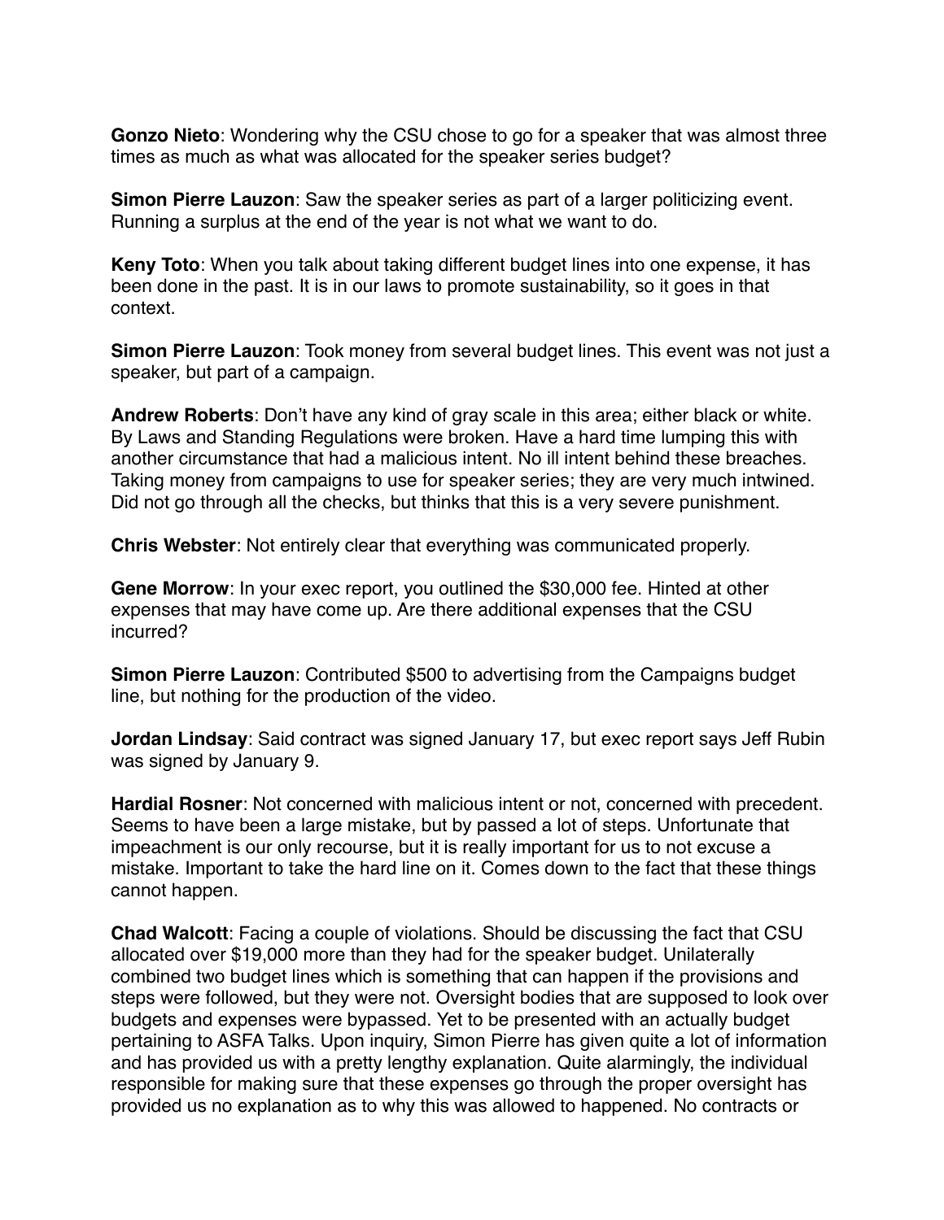**Gonzo Nieto**: Wondering why the CSU chose to go for a speaker that was almost three times as much as what was allocated for the speaker series budget?

**Simon Pierre Lauzon**: Saw the speaker series as part of a larger politicizing event. Running a surplus at the end of the year is not what we want to do.

**Keny Toto**: When you talk about taking different budget lines into one expense, it has been done in the past. It is in our laws to promote sustainability, so it goes in that context.

**Simon Pierre Lauzon**: Took money from several budget lines. This event was not just a speaker, but part of a campaign.

**Andrew Roberts**: Don't have any kind of gray scale in this area; either black or white. By Laws and Standing Regulations were broken. Have a hard time lumping this with another circumstance that had a malicious intent. No ill intent behind these breaches. Taking money from campaigns to use for speaker series; they are very much intwined. Did not go through all the checks, but thinks that this is a very severe punishment.

**Chris Webster**: Not entirely clear that everything was communicated properly.

**Gene Morrow**: In your exec report, you outlined the $30,000 fee. Hinted at other expenses that may have come up. Are there additional expenses that the CSU incurred?

**Simon Pierre Lauzon**: Contributed $500 to advertising from the Campaigns budget line, but nothing for the production of the video.

**Jordan Lindsay**: Said contract was signed January 17, but exec report says Jeff Rubin was signed by January 9.

**Hardial Rosner**: Not concerned with malicious intent or not, concerned with precedent. Seems to have been a large mistake, but by passed a lot of steps. Unfortunate that impeachment is our only recourse, but it is really important for us to not excuse a mistake. Important to take the hard line on it. Comes down to the fact that these things cannot happen.

**Chad Walcott**: Facing a couple of violations. Should be discussing the fact that CSU allocated over $19,000 more than they had for the speaker budget. Unilaterally combined two budget lines which is something that can happen if the provisions and steps were followed, but they were not. Oversight bodies that are supposed to look over budgets and expenses were bypassed. Yet to be presented with an actually budget pertaining to ASFA Talks. Upon inquiry, Simon Pierre has given quite a lot of information and has provided us with a pretty lengthy explanation. Quite alarmingly, the individual responsible for making sure that these expenses go through the proper oversight has provided us no explanation as to why this was allowed to happened. No contracts or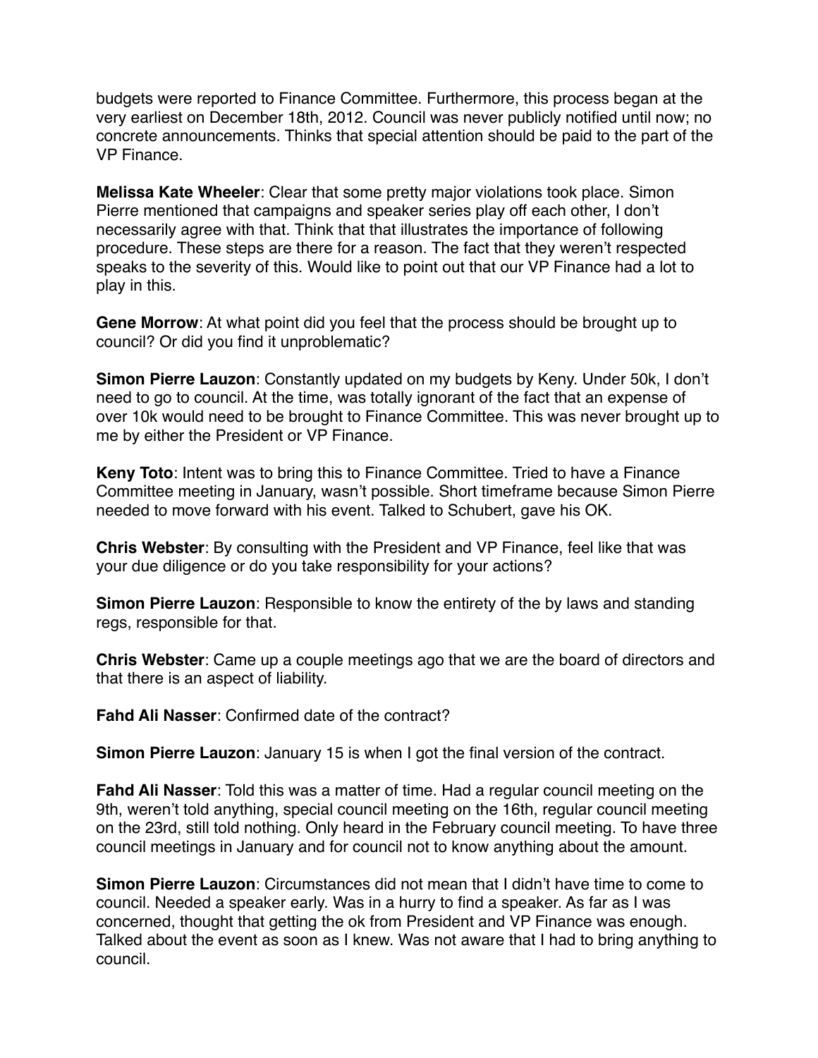budgets were reported to Finance Committee. Furthermore, this process began at the very earliest on December 18th, 2012. Council was never publicly notified until now; no concrete announcements. Thinks that special attention should be paid to the part of the VP Finance.

**Melissa Kate Wheeler**: Clear that some pretty major violations took place. Simon Pierre mentioned that campaigns and speaker series play off each other, I don't necessarily agree with that. Think that that illustrates the importance of following procedure. These steps are there for a reason. The fact that they weren't respected speaks to the severity of this. Would like to point out that our VP Finance had a lot to play in this.

**Gene Morrow**: At what point did you feel that the process should be brought up to council? Or did you find it unproblematic?

**Simon Pierre Lauzon**: Constantly updated on my budgets by Keny. Under 50k, I don't need to go to council. At the time, was totally ignorant of the fact that an expense of over 10k would need to be brought to Finance Committee. This was never brought up to me by either the President or VP Finance.

**Keny Toto**: Intent was to bring this to Finance Committee. Tried to have a Finance Committee meeting in January, wasn't possible. Short timeframe because Simon Pierre needed to move forward with his event. Talked to Schubert, gave his OK.

**Chris Webster**: By consulting with the President and VP Finance, feel like that was your due diligence or do you take responsibility for your actions?

**Simon Pierre Lauzon**: Responsible to know the entirety of the by laws and standing regs, responsible for that.

**Chris Webster**: Came up a couple meetings ago that we are the board of directors and that there is an aspect of liability.

**Fahd Ali Nasser**: Confirmed date of the contract?

**Simon Pierre Lauzon**: January 15 is when I got the final version of the contract.

**Fahd Ali Nasser**: Told this was a matter of time. Had a regular council meeting on the 9th, weren't told anything, special council meeting on the 16th, regular council meeting on the 23rd, still told nothing. Only heard in the February council meeting. To have three council meetings in January and for council not to know anything about the amount.

**Simon Pierre Lauzon**: Circumstances did not mean that I didn't have time to come to council. Needed a speaker early. Was in a hurry to find a speaker. As far as I was concerned, thought that getting the ok from President and VP Finance was enough. Talked about the event as soon as I knew. Was not aware that I had to bring anything to council.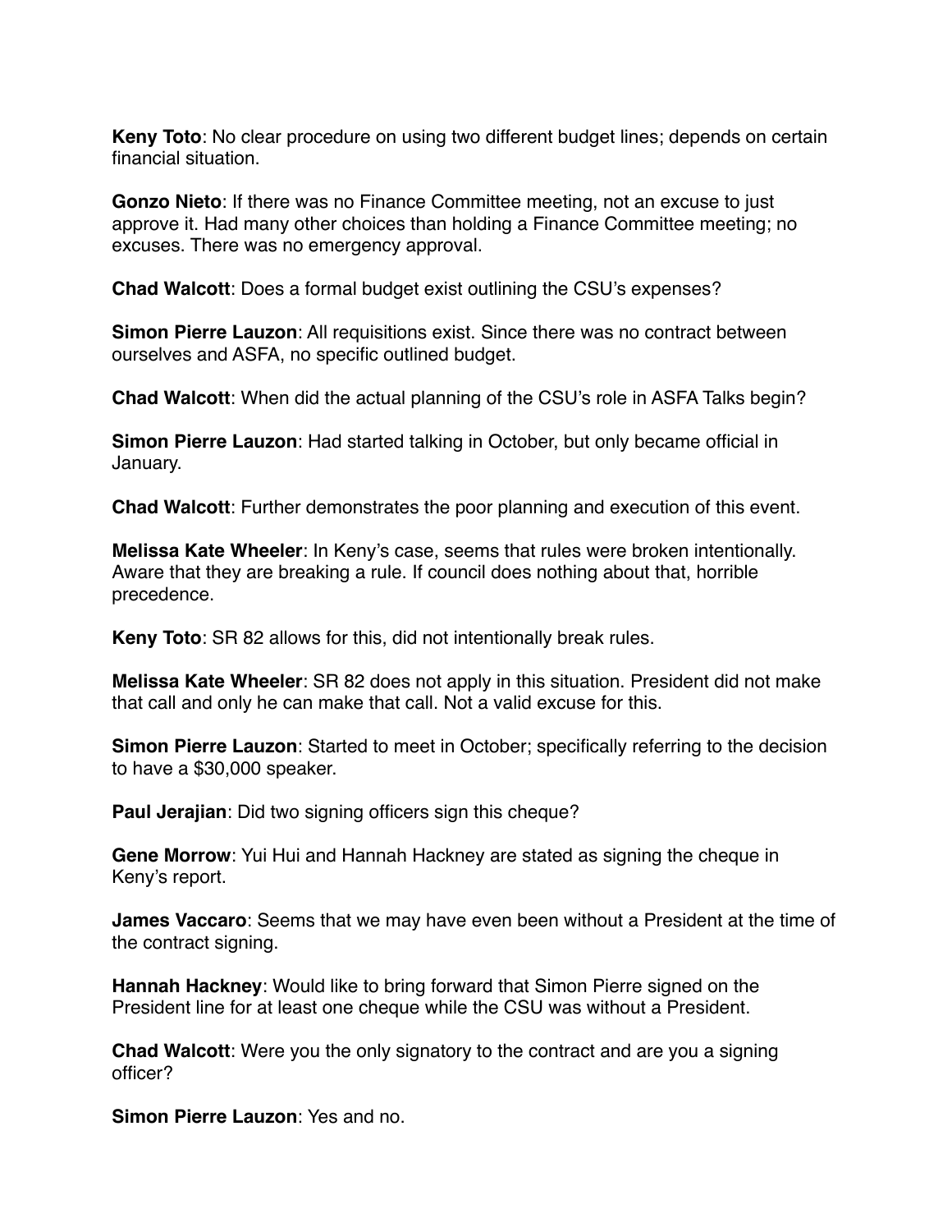**Keny Toto**: No clear procedure on using two different budget lines; depends on certain financial situation.

**Gonzo Nieto**: If there was no Finance Committee meeting, not an excuse to just approve it. Had many other choices than holding a Finance Committee meeting; no excuses. There was no emergency approval.

**Chad Walcott**: Does a formal budget exist outlining the CSU's expenses?

**Simon Pierre Lauzon**: All requisitions exist. Since there was no contract between ourselves and ASFA, no specific outlined budget.

**Chad Walcott**: When did the actual planning of the CSU's role in ASFA Talks begin?

**Simon Pierre Lauzon**: Had started talking in October, but only became official in January.

**Chad Walcott**: Further demonstrates the poor planning and execution of this event.

**Melissa Kate Wheeler**: In Keny's case, seems that rules were broken intentionally. Aware that they are breaking a rule. If council does nothing about that, horrible precedence.

**Keny Toto**: SR 82 allows for this, did not intentionally break rules.

**Melissa Kate Wheeler**: SR 82 does not apply in this situation. President did not make that call and only he can make that call. Not a valid excuse for this.

**Simon Pierre Lauzon**: Started to meet in October; specifically referring to the decision to have a $30,000 speaker.

**Paul Jerajian**: Did two signing officers sign this cheque?

**Gene Morrow**: Yui Hui and Hannah Hackney are stated as signing the cheque in Keny's report.

**James Vaccaro**: Seems that we may have even been without a President at the time of the contract signing.

**Hannah Hackney**: Would like to bring forward that Simon Pierre signed on the President line for at least one cheque while the CSU was without a President.

**Chad Walcott**: Were you the only signatory to the contract and are you a signing officer?

**Simon Pierre Lauzon**: Yes and no.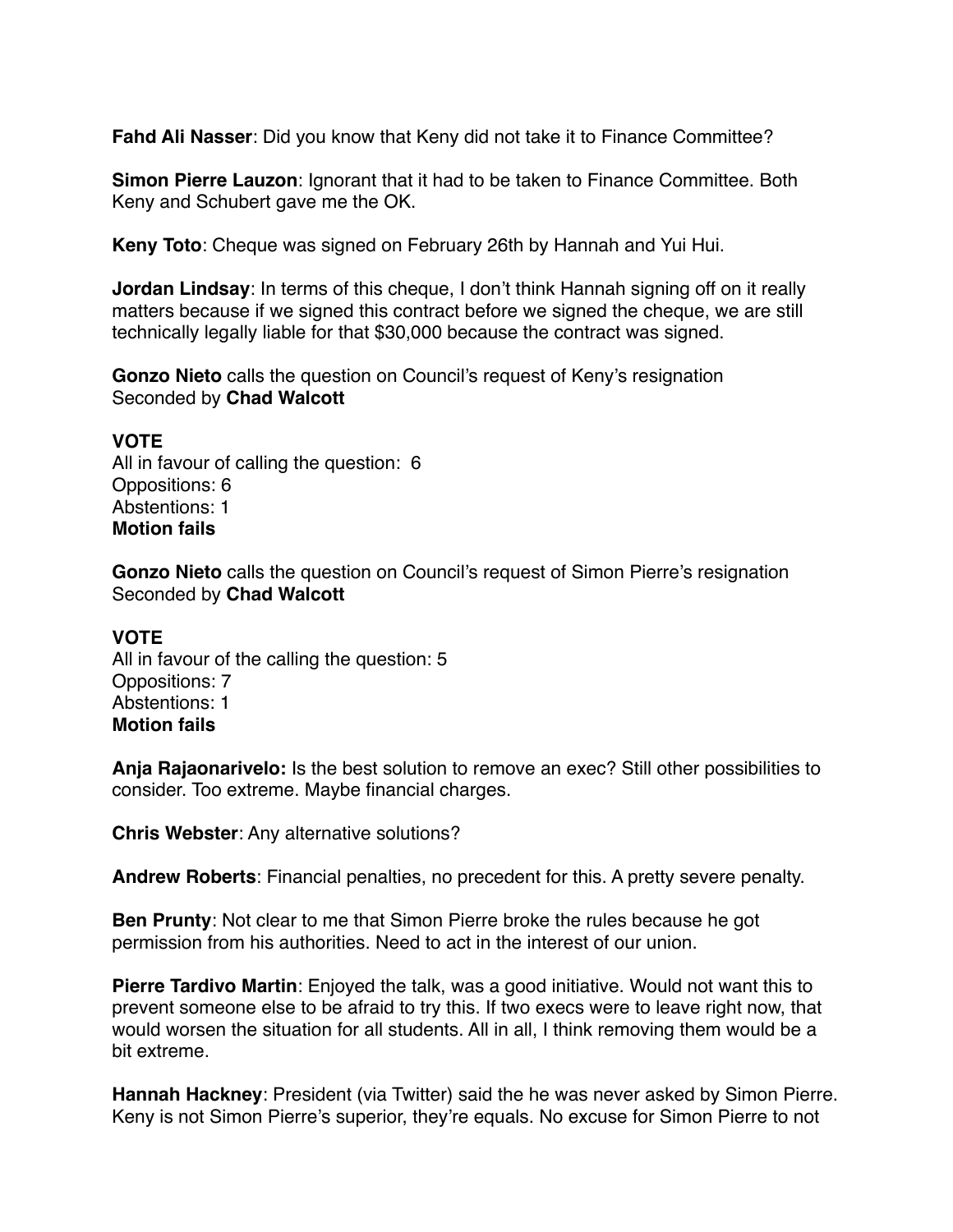**Fahd Ali Nasser**: Did you know that Keny did not take it to Finance Committee?

**Simon Pierre Lauzon**: Ignorant that it had to be taken to Finance Committee. Both Keny and Schubert gave me the OK.

**Keny Toto**: Cheque was signed on February 26th by Hannah and Yui Hui.

**Jordan Lindsay**: In terms of this cheque, I don't think Hannah signing off on it really matters because if we signed this contract before we signed the cheque, we are still technically legally liable for that $30,000 because the contract was signed.

**Gonzo Nieto** calls the question on Council's request of Keny's resignation
Seconded by **Chad Walcott**

**VOTE**
All in favour of calling the question: 6
Oppositions: 6
Abstentions: 1
**Motion fails**

**Gonzo Nieto** calls the question on Council's request of Simon Pierre's resignation
Seconded by **Chad Walcott**

**VOTE**
All in favour of the calling the question: 5
Oppositions: 7
Abstentions: 1
**Motion fails**

**Anja Rajaonarivelo:** Is the best solution to remove an exec? Still other possibilities to consider. Too extreme. Maybe financial charges.

**Chris Webster**: Any alternative solutions?

**Andrew Roberts**: Financial penalties, no precedent for this. A pretty severe penalty.

**Ben Prunty**: Not clear to me that Simon Pierre broke the rules because he got permission from his authorities. Need to act in the interest of our union.

**Pierre Tardivo Martin**: Enjoyed the talk, was a good initiative. Would not want this to prevent someone else to be afraid to try this. If two execs were to leave right now, that would worsen the situation for all students. All in all, I think removing them would be a bit extreme.

**Hannah Hackney**: President (via Twitter) said the he was never asked by Simon Pierre. Keny is not Simon Pierre's superior, they're equals. No excuse for Simon Pierre to not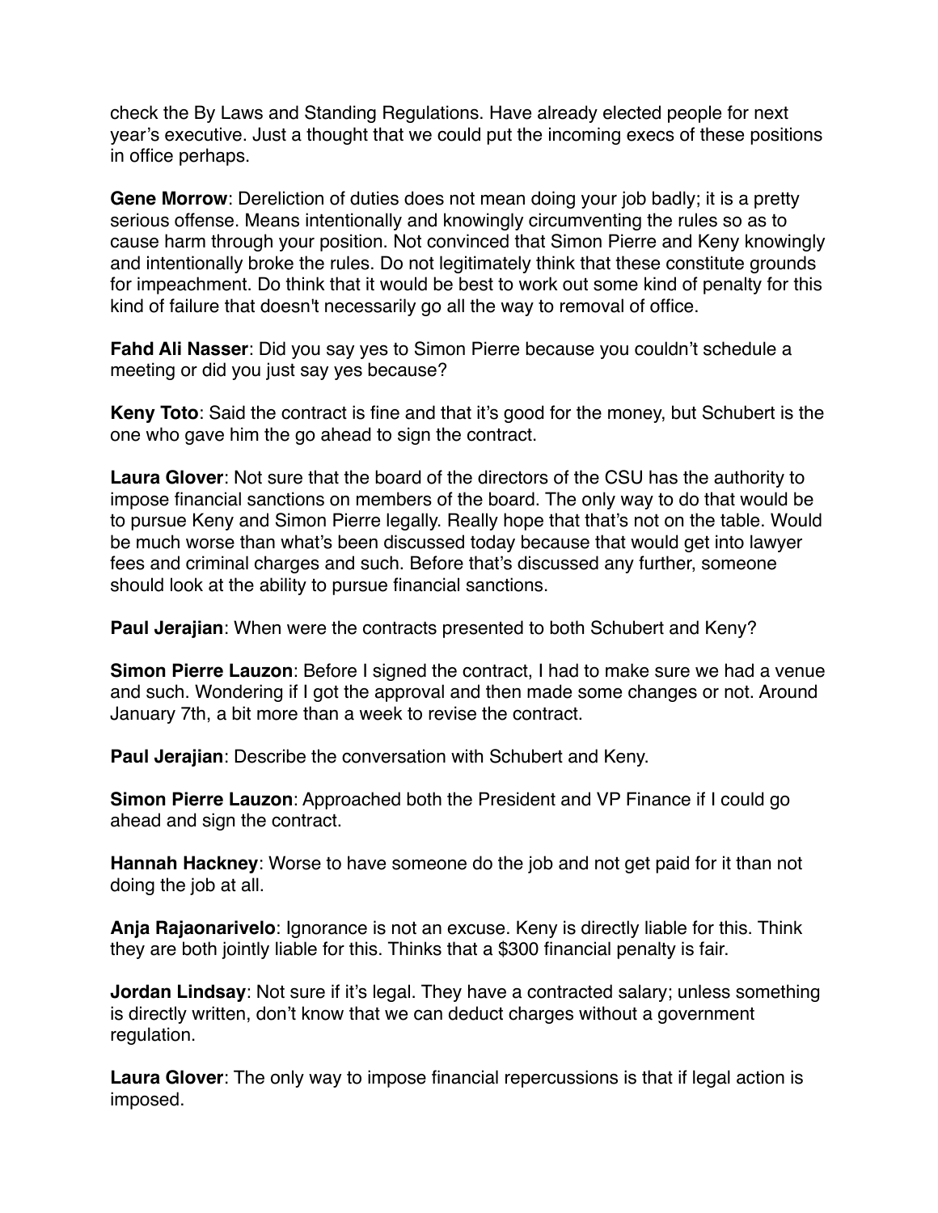check the By Laws and Standing Regulations. Have already elected people for next year's executive. Just a thought that we could put the incoming execs of these positions in office perhaps.

**Gene Morrow**: Dereliction of duties does not mean doing your job badly; it is a pretty serious offense. Means intentionally and knowingly circumventing the rules so as to cause harm through your position. Not convinced that Simon Pierre and Keny knowingly and intentionally broke the rules. Do not legitimately think that these constitute grounds for impeachment. Do think that it would be best to work out some kind of penalty for this kind of failure that doesn't necessarily go all the way to removal of office.

**Fahd Ali Nasser**: Did you say yes to Simon Pierre because you couldn't schedule a meeting or did you just say yes because?

**Keny Toto**: Said the contract is fine and that it's good for the money, but Schubert is the one who gave him the go ahead to sign the contract.

**Laura Glover**: Not sure that the board of the directors of the CSU has the authority to impose financial sanctions on members of the board. The only way to do that would be to pursue Keny and Simon Pierre legally. Really hope that that's not on the table. Would be much worse than what's been discussed today because that would get into lawyer fees and criminal charges and such. Before that's discussed any further, someone should look at the ability to pursue financial sanctions.

**Paul Jerajian**: When were the contracts presented to both Schubert and Keny?

**Simon Pierre Lauzon**: Before I signed the contract, I had to make sure we had a venue and such. Wondering if I got the approval and then made some changes or not. Around January 7th, a bit more than a week to revise the contract.

**Paul Jerajian**: Describe the conversation with Schubert and Keny.

**Simon Pierre Lauzon**: Approached both the President and VP Finance if I could go ahead and sign the contract.

**Hannah Hackney**: Worse to have someone do the job and not get paid for it than not doing the job at all.

**Anja Rajaonarivelo**: Ignorance is not an excuse. Keny is directly liable for this. Think they are both jointly liable for this. Thinks that a $300 financial penalty is fair.

**Jordan Lindsay**: Not sure if it's legal. They have a contracted salary; unless something is directly written, don't know that we can deduct charges without a government regulation.

**Laura Glover**: The only way to impose financial repercussions is that if legal action is imposed.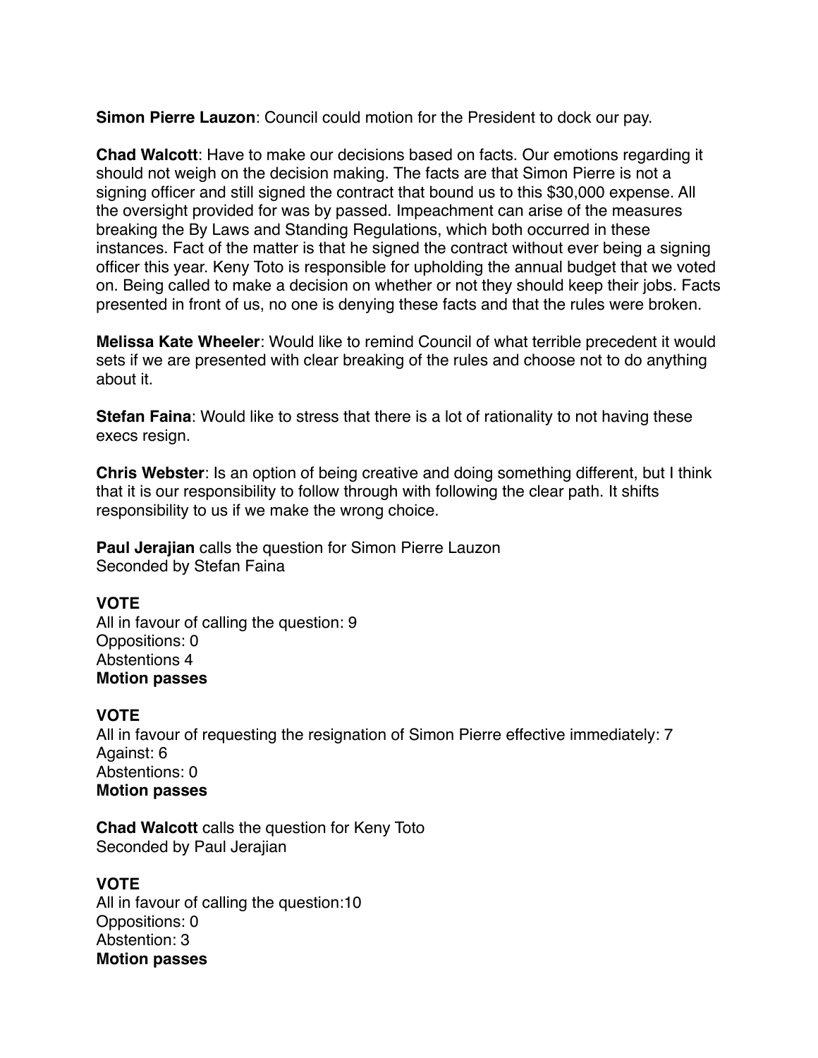**Simon Pierre Lauzon**: Council could motion for the President to dock our pay.

**Chad Walcott**: Have to make our decisions based on facts. Our emotions regarding it should not weigh on the decision making. The facts are that Simon Pierre is not a signing officer and still signed the contract that bound us to this $30,000 expense. All the oversight provided for was by passed. Impeachment can arise of the measures breaking the By Laws and Standing Regulations, which both occurred in these instances. Fact of the matter is that he signed the contract without ever being a signing officer this year. Keny Toto is responsible for upholding the annual budget that we voted on. Being called to make a decision on whether or not they should keep their jobs. Facts presented in front of us, no one is denying these facts and that the rules were broken.

**Melissa Kate Wheeler**: Would like to remind Council of what terrible precedent it would sets if we are presented with clear breaking of the rules and choose not to do anything about it.

**Stefan Faina**: Would like to stress that there is a lot of rationality to not having these execs resign.

**Chris Webster**: Is an option of being creative and doing something different, but I think that it is our responsibility to follow through with following the clear path. It shifts responsibility to us if we make the wrong choice.

**Paul Jerajian** calls the question for Simon Pierre Lauzon
Seconded by Stefan Faina

**VOTE**
All in favour of calling the question: 9
Oppositions: 0
Abstentions 4
**Motion passes**

**VOTE**
All in favour of requesting the resignation of Simon Pierre effective immediately: 7
Against: 6
Abstentions: 0
**Motion passes**

**Chad Walcott** calls the question for Keny Toto
Seconded by Paul Jerajian

**VOTE**
All in favour of calling the question:10
Oppositions: 0
Abstention: 3
**Motion passes**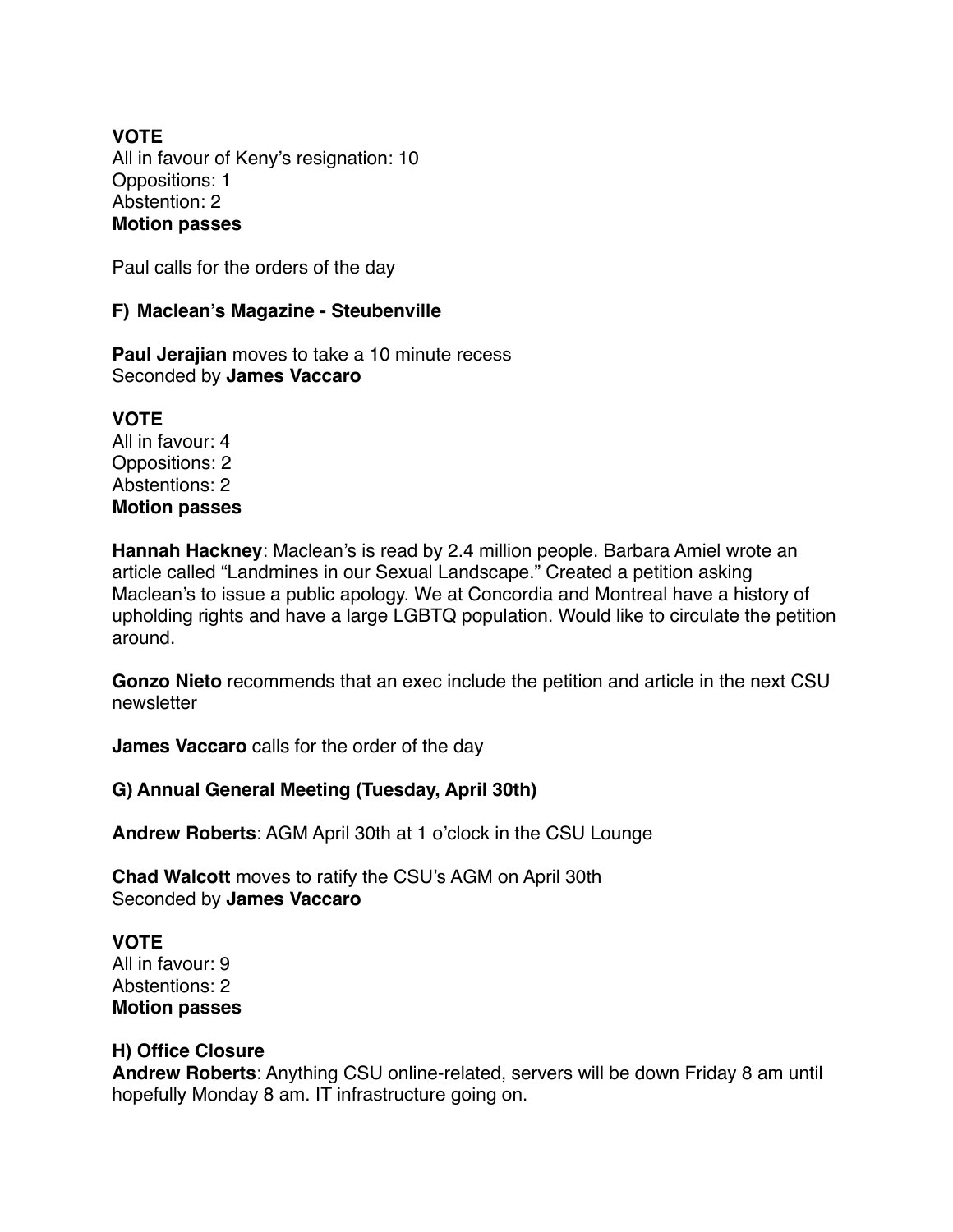**VOTE**
All in favour of Keny's resignation: 10
Oppositions: 1
Abstention: 2
**Motion passes**

Paul calls for the orders of the day

**F) Maclean's Magazine - Steubenville**

**Paul Jerajian** moves to take a 10 minute recess
Seconded by **James Vaccaro**

**VOTE**
All in favour: 4
Oppositions: 2
Abstentions: 2
**Motion passes**

**Hannah Hackney**: Maclean's is read by 2.4 million people. Barbara Amiel wrote an article called "Landmines in our Sexual Landscape." Created a petition asking Maclean's to issue a public apology. We at Concordia and Montreal have a history of upholding rights and have a large LGBTQ population. Would like to circulate the petition around.

**Gonzo Nieto** recommends that an exec include the petition and article in the next CSU newsletter

**James Vaccaro** calls for the order of the day

**G) Annual General Meeting (Tuesday, April 30th)**

**Andrew Roberts**: AGM April 30th at 1 o'clock in the CSU Lounge

**Chad Walcott** moves to ratify the CSU's AGM on April 30th
Seconded by **James Vaccaro**

**VOTE**
All in favour: 9
Abstentions: 2
**Motion passes**

**H) Office Closure**
**Andrew Roberts**: Anything CSU online-related, servers will be down Friday 8 am until hopefully Monday 8 am. IT infrastructure going on.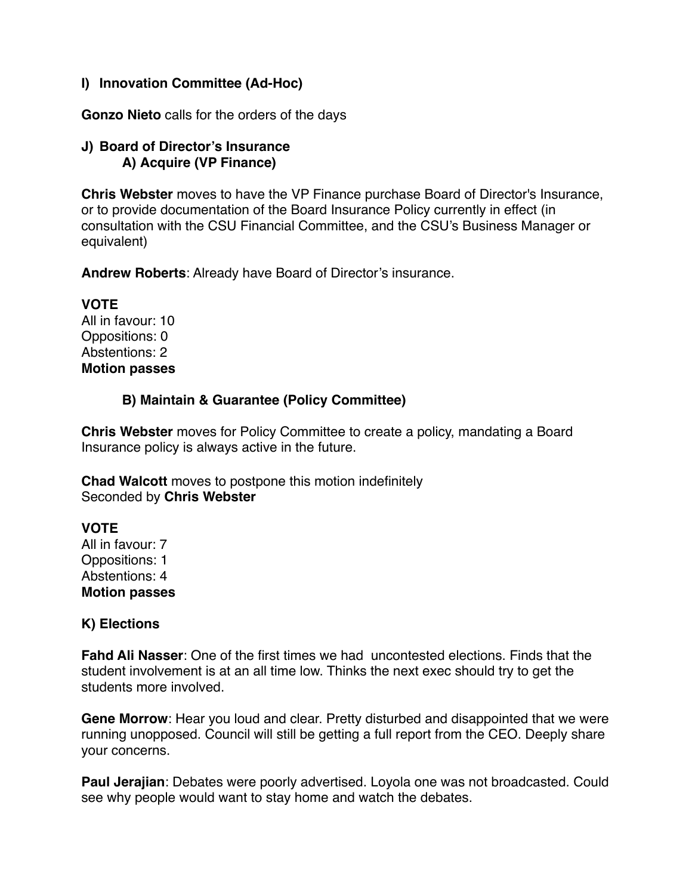## I) Innovation Committee (Ad-Hoc)

**Gonzo Nieto** calls for the orders of the days

## J) Board of Director's Insurance

### A) Acquire (VP Finance)

**Chris Webster** moves to have the VP Finance purchase Board of Director's Insurance, or to provide documentation of the Board Insurance Policy currently in effect (in consultation with the CSU Financial Committee, and the CSU's Business Manager or equivalent)

**Andrew Roberts**: Already have Board of Director's insurance.

**VOTE**
All in favour: 10
Oppositions: 0
Abstentions: 2
**Motion passes**

### B) Maintain & Guarantee (Policy Committee)

**Chris Webster** moves for Policy Committee to create a policy, mandating a Board Insurance policy is always active in the future.

**Chad Walcott** moves to postpone this motion indefinitely
Seconded by **Chris Webster**

**VOTE**
All in favour: 7
Oppositions: 1
Abstentions: 4
**Motion passes**

## K) Elections

**Fahd Ali Nasser**: One of the first times we had uncontested elections. Finds that the student involvement is at an all time low. Thinks the next exec should try to get the students more involved.

**Gene Morrow**: Hear you loud and clear. Pretty disturbed and disappointed that we were running unopposed. Council will still be getting a full report from the CEO. Deeply share your concerns.

**Paul Jerajian**: Debates were poorly advertised. Loyola one was not broadcasted. Could see why people would want to stay home and watch the debates.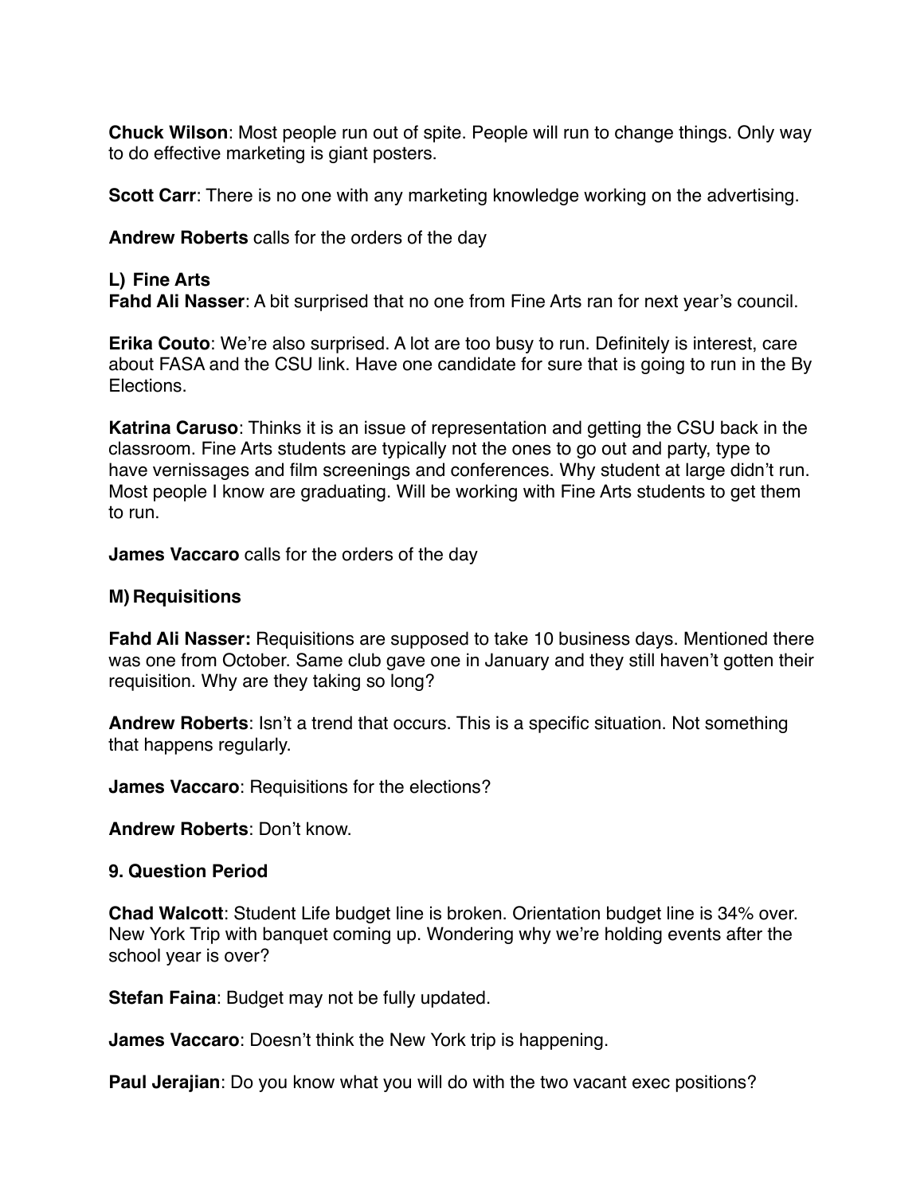**Chuck Wilson**: Most people run out of spite. People will run to change things. Only way to do effective marketing is giant posters.

**Scott Carr**: There is no one with any marketing knowledge working on the advertising.

**Andrew Roberts** calls for the orders of the day

**L) Fine Arts**

**Fahd Ali Nasser**: A bit surprised that no one from Fine Arts ran for next year's council.

**Erika Couto**: We're also surprised. A lot are too busy to run. Definitely is interest, care about FASA and the CSU link. Have one candidate for sure that is going to run in the By Elections.

**Katrina Caruso**: Thinks it is an issue of representation and getting the CSU back in the classroom. Fine Arts students are typically not the ones to go out and party, type to have vernissages and film screenings and conferences. Why student at large didn't run. Most people I know are graduating. Will be working with Fine Arts students to get them to run.

**James Vaccaro** calls for the orders of the day

**M) Requisitions**

**Fahd Ali Nasser:** Requisitions are supposed to take 10 business days. Mentioned there was one from October. Same club gave one in January and they still haven't gotten their requisition. Why are they taking so long?

**Andrew Roberts**: Isn't a trend that occurs. This is a specific situation. Not something that happens regularly.

**James Vaccaro**: Requisitions for the elections?

**Andrew Roberts**: Don't know.

**9. Question Period**

**Chad Walcott**: Student Life budget line is broken. Orientation budget line is 34% over. New York Trip with banquet coming up. Wondering why we're holding events after the school year is over?

**Stefan Faina**: Budget may not be fully updated.

**James Vaccaro**: Doesn't think the New York trip is happening.

**Paul Jerajian**: Do you know what you will do with the two vacant exec positions?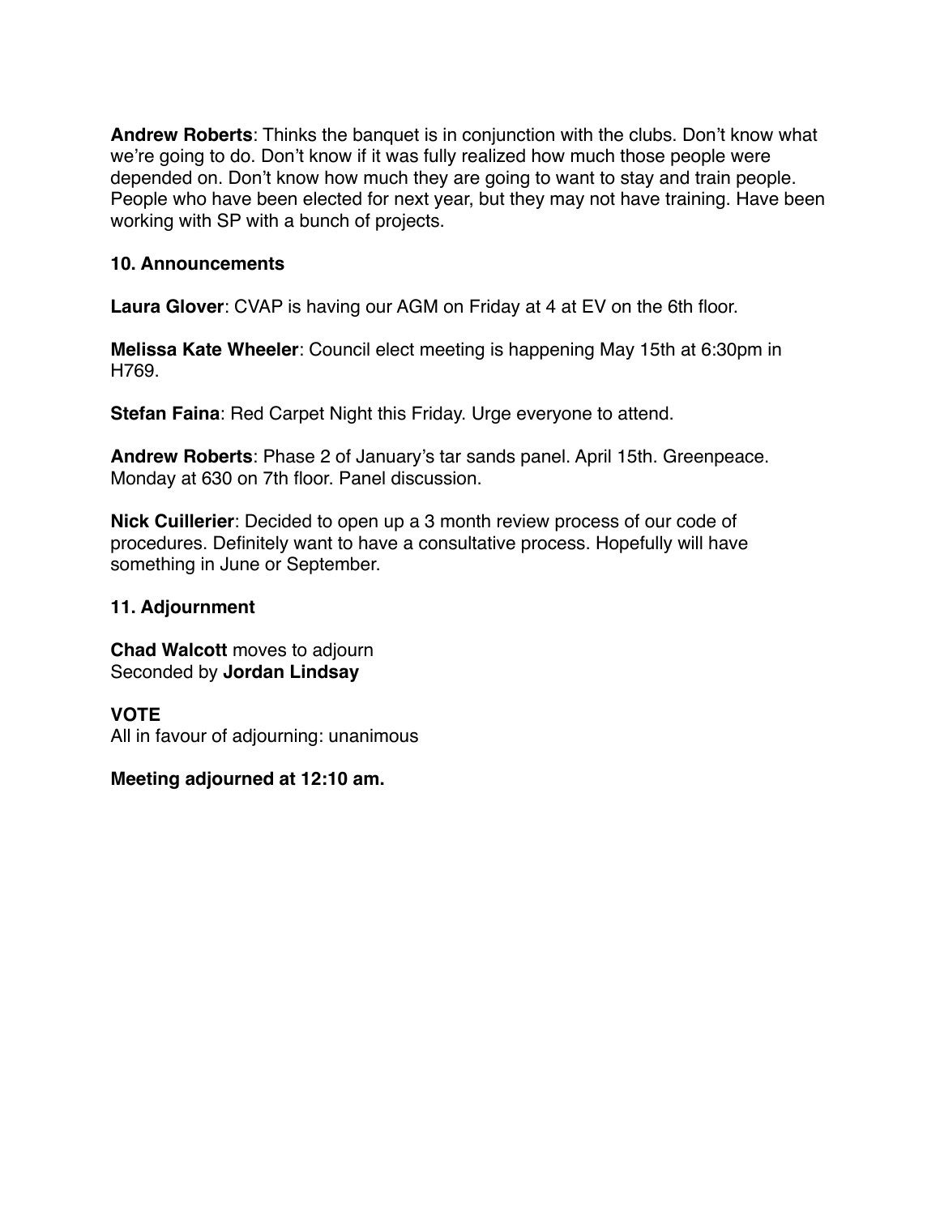**Andrew Roberts**: Thinks the banquet is in conjunction with the clubs. Don't know what we're going to do. Don't know if it was fully realized how much those people were depended on. Don't know how much they are going to want to stay and train people. People who have been elected for next year, but they may not have training. Have been working with SP with a bunch of projects.

### 10. Announcements

**Laura Glover**: CVAP is having our AGM on Friday at 4 at EV on the 6th floor.

**Melissa Kate Wheeler**: Council elect meeting is happening May 15th at 6:30pm in H769.

**Stefan Faina**: Red Carpet Night this Friday. Urge everyone to attend.

**Andrew Roberts**: Phase 2 of January's tar sands panel. April 15th. Greenpeace. Monday at 630 on 7th floor. Panel discussion.

**Nick Cuillerier**: Decided to open up a 3 month review process of our code of procedures. Definitely want to have a consultative process. Hopefully will have something in June or September.

### 11. Adjournment

**Chad Walcott** moves to adjourn
Seconded by **Jordan Lindsay**

**VOTE**
All in favour of adjourning: unanimous

**Meeting adjourned at 12:10 am.**